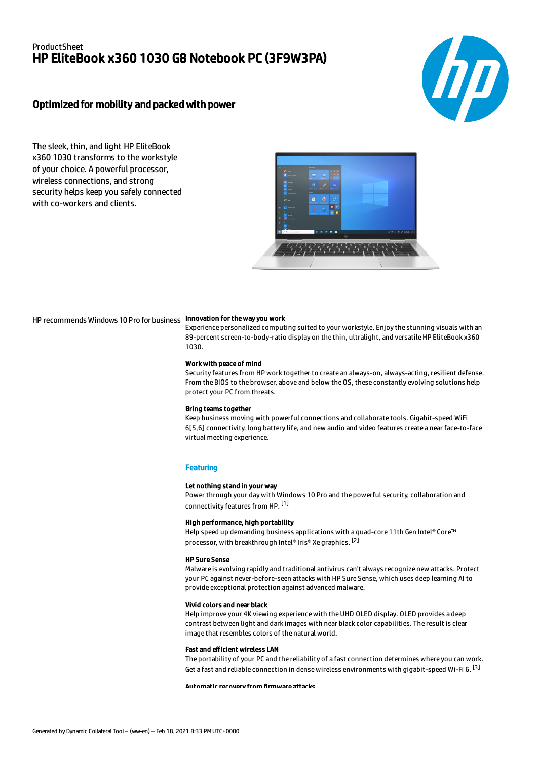ProductSheet

# HP EliteBook x360 1030 G8 Notebook PC (3F9W3PA)

## Optimized for mobility and packed with power

The sleek, thin, and light HP EliteBook x360 1030 transforms to the workstyle of your choice. A powerful processor, wireless connections, and strong security helps keep you safely connected with co-workers and clients.

HP recommends Windows 10 Pro for business

**Innovation for the way you work**
Experience personalized computing suited to your workstyle. Enjoy the stunning visuals with an 89-percent screen-to-body-ratio display on the thin, ultralight, and versatile HP EliteBook x360 1030.

**Work with peace of mind**
Security features from HP work together to create an always-on, always-acting, resilient defense. From the BIOS to the browser, above and below the OS, these constantly evolving solutions help protect your PC from threats.

**Bring teams together**
Keep business moving with powerful connections and collaborate tools. Gigabit-speed WiFi 6[5,6] connectivity, long battery life, and new audio and video features create a near face-to-face virtual meeting experience.

### Featuring

**Let nothing stand in your way**
Power through your day with Windows 10 Pro and the powerful security, collaboration and connectivity features from HP. [1]

**High performance, high portability**
Help speed up demanding business applications with a quad-core 11th Gen Intel® Core™ processor, with breakthrough Intel® Iris® Xe graphics. [2]

**HP Sure Sense**
Malware is evolving rapidly and traditional antivirus can't always recognize new attacks. Protect your PC against never-before-seen attacks with HP Sure Sense, which uses deep learning AI to provide exceptional protection against advanced malware.

**Vivid colors and near black**
Help improve your 4K viewing experience with the UHD OLED display. OLED provides a deep contrast between light and dark images with near black color capabilities. The result is clear image that resembles colors of the natural world.

**Fast and efficient wireless LAN**
The portability of your PC and the reliability of a fast connection determines where you can work. Get a fast and reliable connection in dense wireless environments with gigabit-speed Wi-Fi 6. [3]

**Automatic recovery from firmware attacks**

Generated by Dynamic Collateral Tool – (ww-en) – Feb 18, 2021 8:33 PM UTC+0000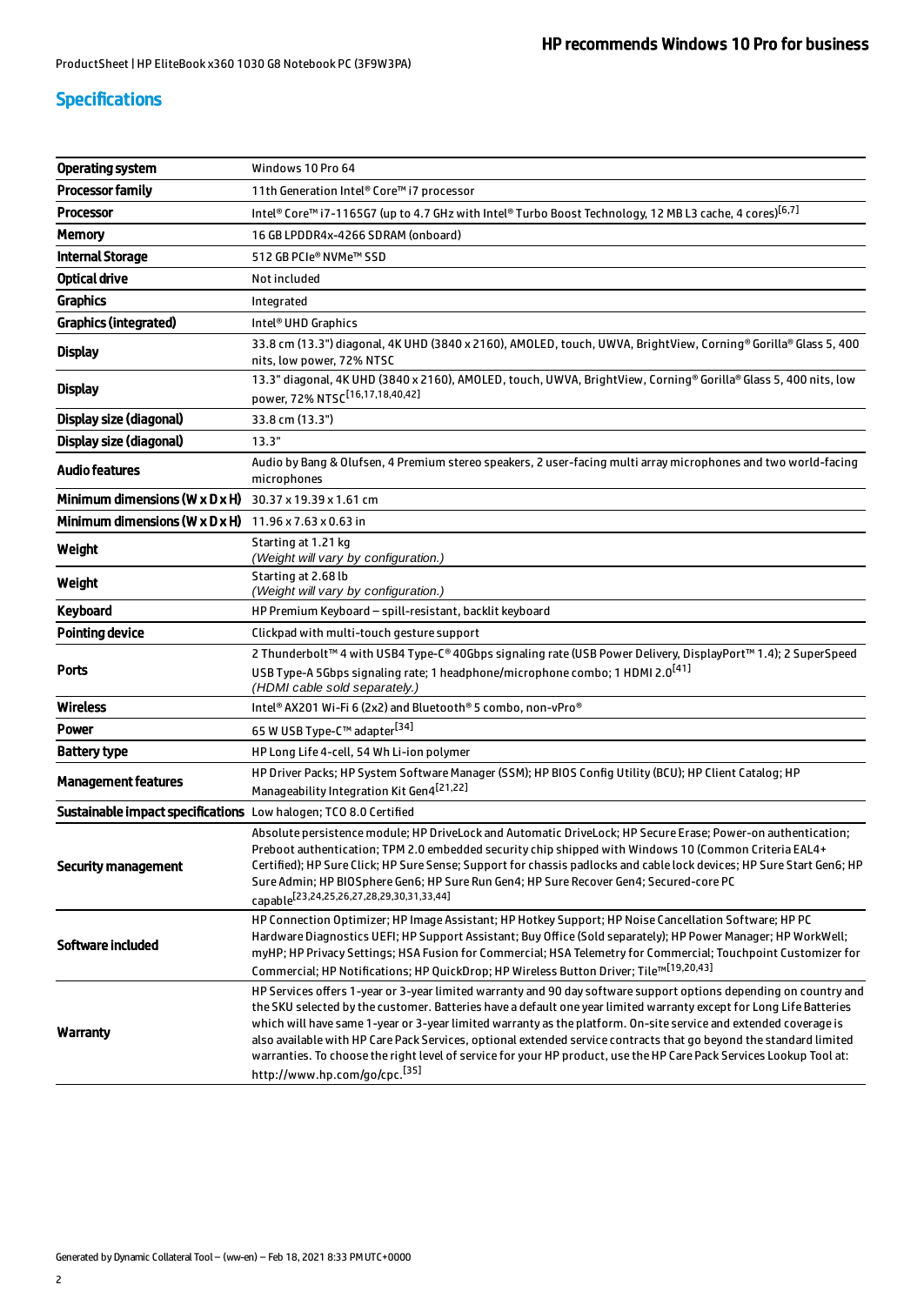## Specifications

| | |
|---|---|
| **Operating system** | Windows 10 Pro 64 |
| **Processor family** | 11th Generation Intel® Core™ i7 processor |
| **Processor** | Intel® Core™ i7-1165G7 (up to 4.7 GHz with Intel® Turbo Boost Technology, 12 MB L3 cache, 4 cores)[6,7] |
| **Memory** | 16 GB LPDDR4x-4266 SDRAM (onboard) |
| **Internal Storage** | 512 GB PCIe® NVMe™ SSD |
| **Optical drive** | Not included |
| **Graphics** | Integrated |
| **Graphics (integrated)** | Intel® UHD Graphics |
| **Display** | 33.8 cm (13.3") diagonal, 4K UHD (3840 x 2160), AMOLED, touch, UWVA, BrightView, Corning® Gorilla® Glass 5, 400 nits, low power, 72% NTSC |
| **Display** | 13.3" diagonal, 4K UHD (3840 x 2160), AMOLED, touch, UWVA, BrightView, Corning® Gorilla® Glass 5, 400 nits, low power, 72% NTSC[16,17,18,40,42] |
| **Display size (diagonal)** | 33.8 cm (13.3") |
| **Display size (diagonal)** | 13.3" |
| **Audio features** | Audio by Bang & Olufsen, 4 Premium stereo speakers, 2 user-facing multi array microphones and two world-facing microphones |
| **Minimum dimensions (W x D x H)** | 30.37 x 19.39 x 1.61 cm |
| **Minimum dimensions (W x D x H)** | 11.96 x 7.63 x 0.63 in |
| **Weight** | Starting at 1.21 kg *(Weight will vary by configuration.)* |
| **Weight** | Starting at 2.68 lb *(Weight will vary by configuration.)* |
| **Keyboard** | HP Premium Keyboard – spill-resistant, backlit keyboard |
| **Pointing device** | Clickpad with multi-touch gesture support |
| **Ports** | 2 Thunderbolt™ 4 with USB4 Type-C® 40Gbps signaling rate (USB Power Delivery, DisplayPort™ 1.4); 2 SuperSpeed USB Type-A 5Gbps signaling rate; 1 headphone/microphone combo; 1 HDMI 2.0[41] *(HDMI cable sold separately.)* |
| **Wireless** | Intel® AX201 Wi-Fi 6 (2x2) and Bluetooth® 5 combo, non-vPro® |
| **Power** | 65 W USB Type-C™ adapter[34] |
| **Battery type** | HP Long Life 4-cell, 54 Wh Li-ion polymer |
| **Management features** | HP Driver Packs; HP System Software Manager (SSM); HP BIOS Config Utility (BCU); HP Client Catalog; HP Manageability Integration Kit Gen4[21,22] |
| **Sustainable impact specifications** | Low halogen; TCO 8.0 Certified |
| **Security management** | Absolute persistence module; HP DriveLock and Automatic DriveLock; HP Secure Erase; Power-on authentication; Preboot authentication; TPM 2.0 embedded security chip shipped with Windows 10 (Common Criteria EAL4+ Certified); HP Sure Click; HP Sure Sense; Support for chassis padlocks and cable lock devices; HP Sure Start Gen6; HP Sure Admin; HP BIOSphere Gen6; HP Sure Run Gen4; HP Sure Recover Gen4; Secured-core PC capable[23,24,25,26,27,28,29,30,31,33,44] |
| **Software included** | HP Connection Optimizer; HP Image Assistant; HP Hotkey Support; HP Noise Cancellation Software; HP PC Hardware Diagnostics UEFI; HP Support Assistant; Buy Office (Sold separately); HP Power Manager; HP WorkWell; myHP; HP Privacy Settings; HSA Fusion for Commercial; HSA Telemetry for Commercial; Touchpoint Customizer for Commercial; HP Notifications; HP QuickDrop; HP Wireless Button Driver; Tile™[19,20,43] |
| **Warranty** | HP Services offers 1-year or 3-year limited warranty and 90 day software support options depending on country and the SKU selected by the customer. Batteries have a default one year limited warranty except for Long Life Batteries which will have same 1-year or 3-year limited warranty as the platform. On-site service and extended coverage is also available with HP Care Pack Services, optional extended service contracts that go beyond the standard limited warranties. To choose the right level of service for your HP product, use the HP Care Pack Services Lookup Tool at: http://www.hp.com/go/cpc.[35] |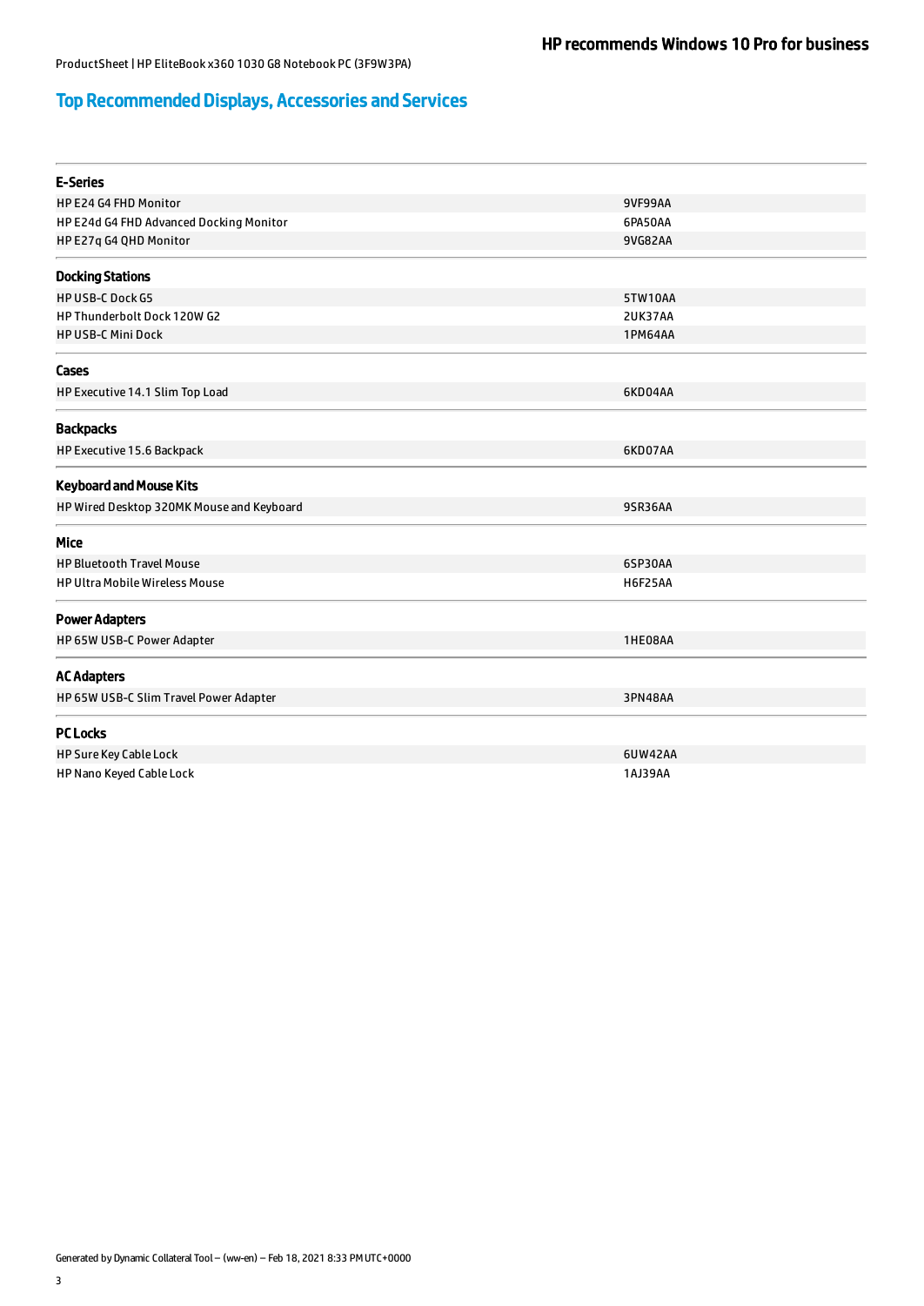## Top Recommended Displays, Accessories and Services

| E-Series | |
|---|---|
| HP E24 G4 FHD Monitor | 9VF99AA |
| HP E24d G4 FHD Advanced Docking Monitor | 6PA50AA |
| HP E27q G4 QHD Monitor | 9VG82AA |

| Docking Stations | |
|---|---|
| HP USB-C Dock G5 | 5TW10AA |
| HP Thunderbolt Dock 120W G2 | 2UK37AA |
| HP USB-C Mini Dock | 1PM64AA |

| Cases | |
|---|---|
| HP Executive 14.1 Slim Top Load | 6KD04AA |

| Backpacks | |
|---|---|
| HP Executive 15.6 Backpack | 6KD07AA |

| Keyboard and Mouse Kits | |
|---|---|
| HP Wired Desktop 320MK Mouse and Keyboard | 9SR36AA |

| Mice | |
|---|---|
| HP Bluetooth Travel Mouse | 6SP30AA |
| HP Ultra Mobile Wireless Mouse | H6F25AA |

| Power Adapters | |
|---|---|
| HP 65W USB-C Power Adapter | 1HE08AA |

| AC Adapters | |
|---|---|
| HP 65W USB-C Slim Travel Power Adapter | 3PN48AA |

| PC Locks | |
|---|---|
| HP Sure Key Cable Lock | 6UW42AA |
| HP Nano Keyed Cable Lock | 1AJ39AA |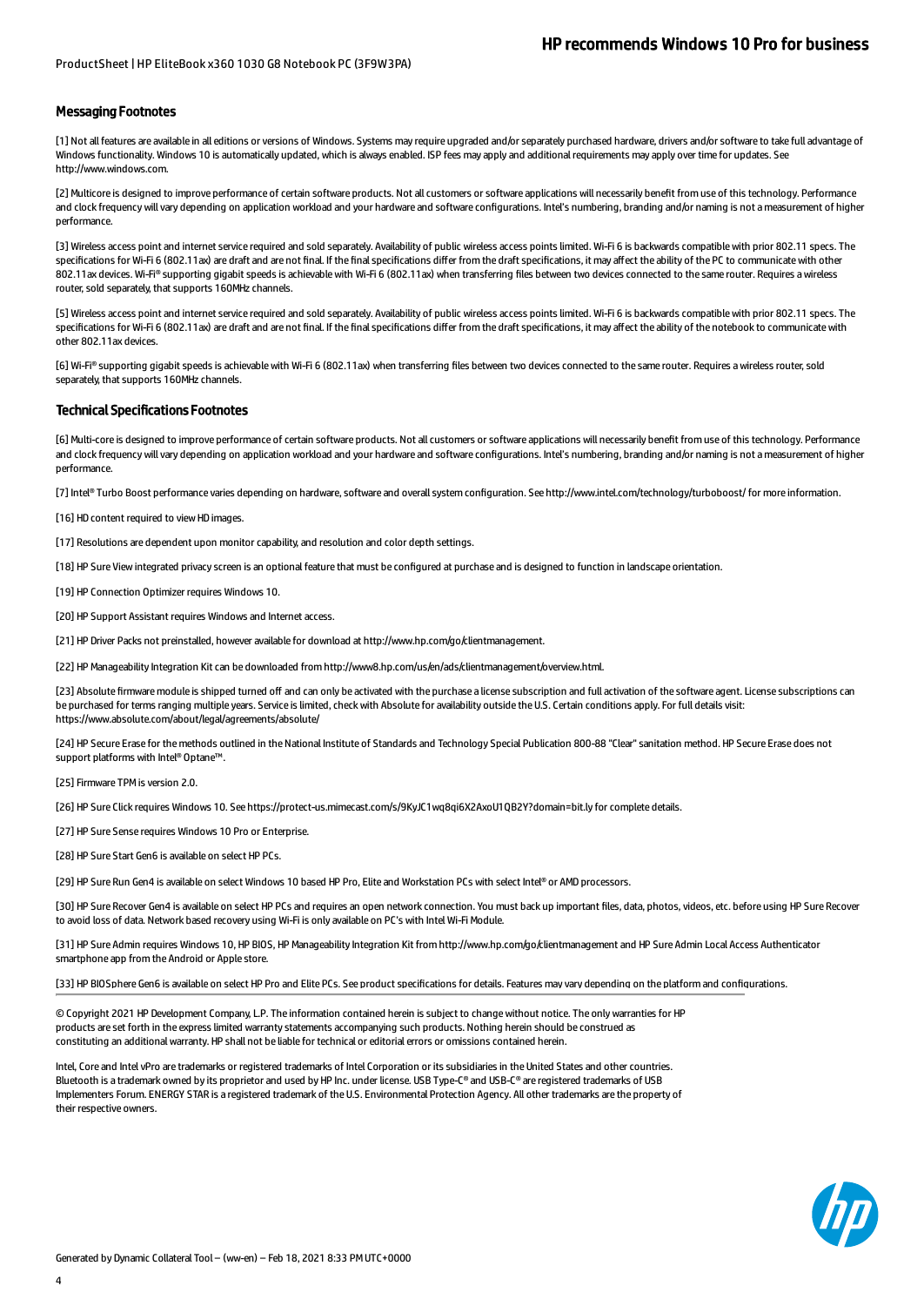## Messaging Footnotes

[1] Not all features are available in all editions or versions of Windows. Systems may require upgraded and/or separately purchased hardware, drivers and/or software to take full advantage of Windows functionality. Windows 10 is automatically updated, which is always enabled. ISP fees may apply and additional requirements may apply over time for updates. See http://www.windows.com.

[2] Multicore is designed to improve performance of certain software products. Not all customers or software applications will necessarily benefit from use of this technology. Performance and clock frequency will vary depending on application workload and your hardware and software configurations. Intel's numbering, branding and/or naming is not a measurement of higher performance.

[3] Wireless access point and internet service required and sold separately. Availability of public wireless access points limited. Wi-Fi 6 is backwards compatible with prior 802.11 specs. The specifications for Wi-Fi 6 (802.11ax) are draft and are not final. If the final specifications differ from the draft specifications, it may affect the ability of the PC to communicate with other 802.11ax devices. Wi-Fi® supporting gigabit speeds is achievable with Wi-Fi 6 (802.11ax) when transferring files between two devices connected to the same router. Requires a wireless router, sold separately, that supports 160MHz channels.

[5] Wireless access point and internet service required and sold separately. Availability of public wireless access points limited. Wi-Fi 6 is backwards compatible with prior 802.11 specs. The specifications for Wi-Fi 6 (802.11ax) are draft and are not final. If the final specifications differ from the draft specifications, it may affect the ability of the notebook to communicate with other 802.11ax devices.

[6] Wi-Fi® supporting gigabit speeds is achievable with Wi-Fi 6 (802.11ax) when transferring files between two devices connected to the same router. Requires a wireless router, sold separately, that supports 160MHz channels.

## Technical Specifications Footnotes

[6] Multi-core is designed to improve performance of certain software products. Not all customers or software applications will necessarily benefit from use of this technology. Performance and clock frequency will vary depending on application workload and your hardware and software configurations. Intel's numbering, branding and/or naming is not a measurement of higher performance.

[7] Intel® Turbo Boost performance varies depending on hardware, software and overall system configuration. See http://www.intel.com/technology/turboboost/ for more information.

[16] HD content required to view HD images.

[17] Resolutions are dependent upon monitor capability, and resolution and color depth settings.

[18] HP Sure View integrated privacy screen is an optional feature that must be configured at purchase and is designed to function in landscape orientation.

[19] HP Connection Optimizer requires Windows 10.

[20] HP Support Assistant requires Windows and Internet access.

[21] HP Driver Packs not preinstalled, however available for download at http://www.hp.com/go/clientmanagement.

[22] HP Manageability Integration Kit can be downloaded from http://www8.hp.com/us/en/ads/clientmanagement/overview.html.

[23] Absolute firmware module is shipped turned off and can only be activated with the purchase a license subscription and full activation of the software agent. License subscriptions can be purchased for terms ranging multiple years. Service is limited, check with Absolute for availability outside the U.S. Certain conditions apply. For full details visit: https://www.absolute.com/about/legal/agreements/absolute/

[24] HP Secure Erase for the methods outlined in the National Institute of Standards and Technology Special Publication 800-88 "Clear" sanitation method. HP Secure Erase does not support platforms with Intel® Optane™.

[25] Firmware TPM is version 2.0.

[26] HP Sure Click requires Windows 10. See https://protect-us.mimecast.com/s/9KyJC1wq8qi6X2AxoU1QB2Y?domain=bit.ly for complete details.

[27] HP Sure Sense requires Windows 10 Pro or Enterprise.

[28] HP Sure Start Gen6 is available on select HP PCs.

[29] HP Sure Run Gen4 is available on select Windows 10 based HP Pro, Elite and Workstation PCs with select Intel® or AMD processors.

[30] HP Sure Recover Gen4 is available on select HP PCs and requires an open network connection. You must back up important files, data, photos, videos, etc. before using HP Sure Recover to avoid loss of data. Network based recovery using Wi-Fi is only available on PC's with Intel Wi-Fi Module.

[31] HP Sure Admin requires Windows 10, HP BIOS, HP Manageability Integration Kit from http://www.hp.com/go/clientmanagement and HP Sure Admin Local Access Authenticator smartphone app from the Android or Apple store.

[33] HP BIOSphere Gen6 is available on select HP Pro and Elite PCs. See product specifications for details. Features may vary depending on the platform and configurations.

© Copyright 2021 HP Development Company, L.P. The information contained herein is subject to change without notice. The only warranties for HP products are set forth in the express limited warranty statements accompanying such products. Nothing herein should be construed as constituting an additional warranty. HP shall not be liable for technical or editorial errors or omissions contained herein.

Intel, Core and Intel vPro are trademarks or registered trademarks of Intel Corporation or its subsidiaries in the United States and other countries. Bluetooth is a trademark owned by its proprietor and used by HP Inc. under license. USB Type-C® and USB-C® are registered trademarks of USB Implementers Forum. ENERGY STAR is a registered trademark of the U.S. Environmental Protection Agency. All other trademarks are the property of their respective owners.